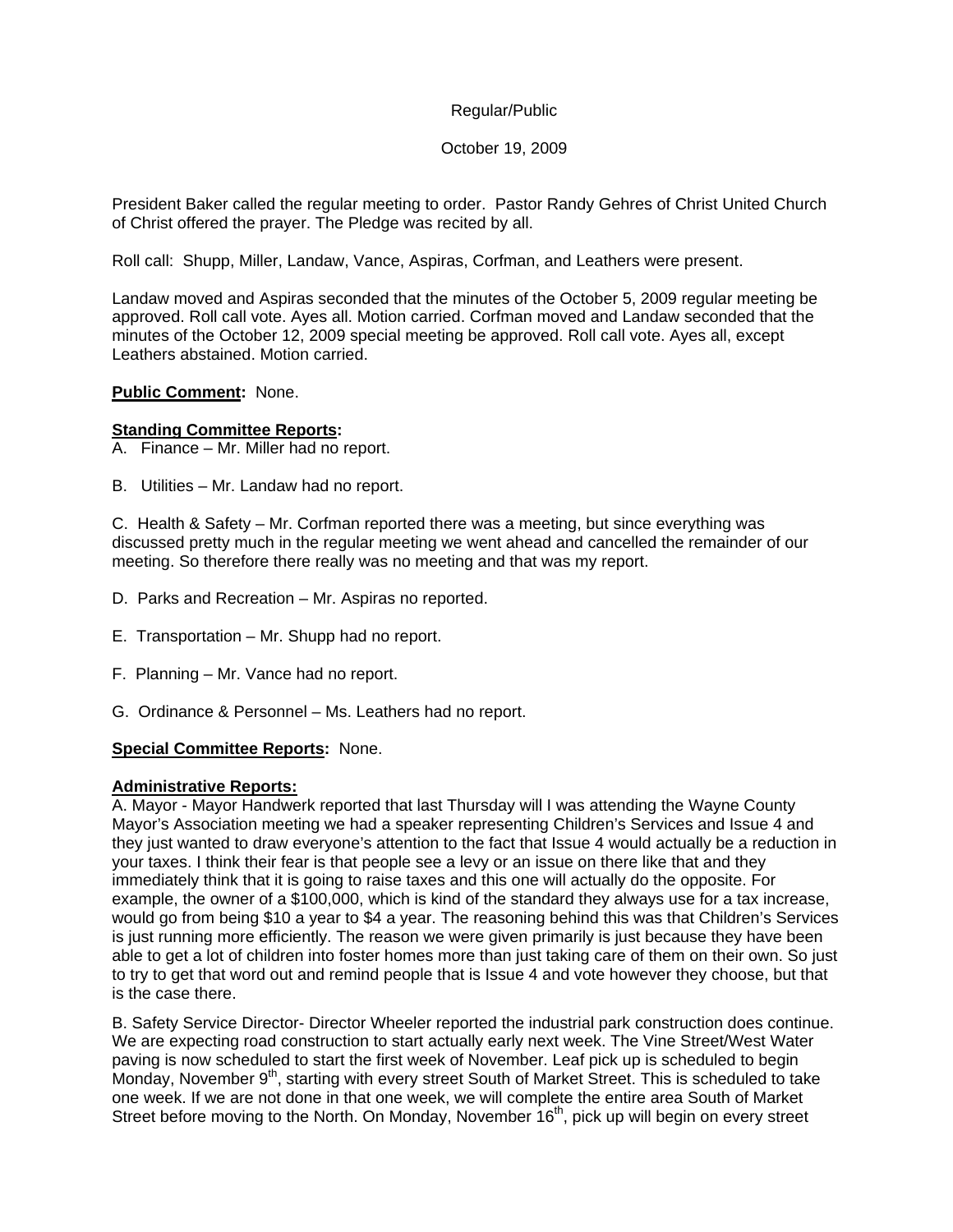Regular/Public

October 19, 2009

President Baker called the regular meeting to order. Pastor Randy Gehres of Christ United Church of Christ offered the prayer. The Pledge was recited by all.

Roll call: Shupp, Miller, Landaw, Vance, Aspiras, Corfman, and Leathers were present.

Landaw moved and Aspiras seconded that the minutes of the October 5, 2009 regular meeting be approved. Roll call vote. Ayes all. Motion carried. Corfman moved and Landaw seconded that the minutes of the October 12, 2009 special meeting be approved. Roll call vote. Ayes all, except Leathers abstained. Motion carried.

**Public Comment:** None.

**Standing Committee Reports:**

A. Finance – Mr. Miller had no report.

B. Utilities – Mr. Landaw had no report.

C. Health & Safety – Mr. Corfman reported there was a meeting, but since everything was discussed pretty much in the regular meeting we went ahead and cancelled the remainder of our meeting. So therefore there really was no meeting and that was my report.

D. Parks and Recreation – Mr. Aspiras no reported.

E. Transportation – Mr. Shupp had no report.

F. Planning – Mr. Vance had no report.

G. Ordinance & Personnel – Ms. Leathers had no report.

**Special Committee Reports:** None.

**Administrative Reports:**

A. Mayor - Mayor Handwerk reported that last Thursday will I was attending the Wayne County Mayor's Association meeting we had a speaker representing Children's Services and Issue 4 and they just wanted to draw everyone's attention to the fact that Issue 4 would actually be a reduction in your taxes. I think their fear is that people see a levy or an issue on there like that and they immediately think that it is going to raise taxes and this one will actually do the opposite. For example, the owner of a $100,000, which is kind of the standard they always use for a tax increase, would go from being $10 a year to $4 a year. The reasoning behind this was that Children's Services is just running more efficiently. The reason we were given primarily is just because they have been able to get a lot of children into foster homes more than just taking care of them on their own. So just to try to get that word out and remind people that is Issue 4 and vote however they choose, but that is the case there.

B. Safety Service Director- Director Wheeler reported the industrial park construction does continue. We are expecting road construction to start actually early next week. The Vine Street/West Water paving is now scheduled to start the first week of November. Leaf pick up is scheduled to begin Monday, November 9th, starting with every street South of Market Street. This is scheduled to take one week. If we are not done in that one week, we will complete the entire area South of Market Street before moving to the North. On Monday, November 16th, pick up will begin on every street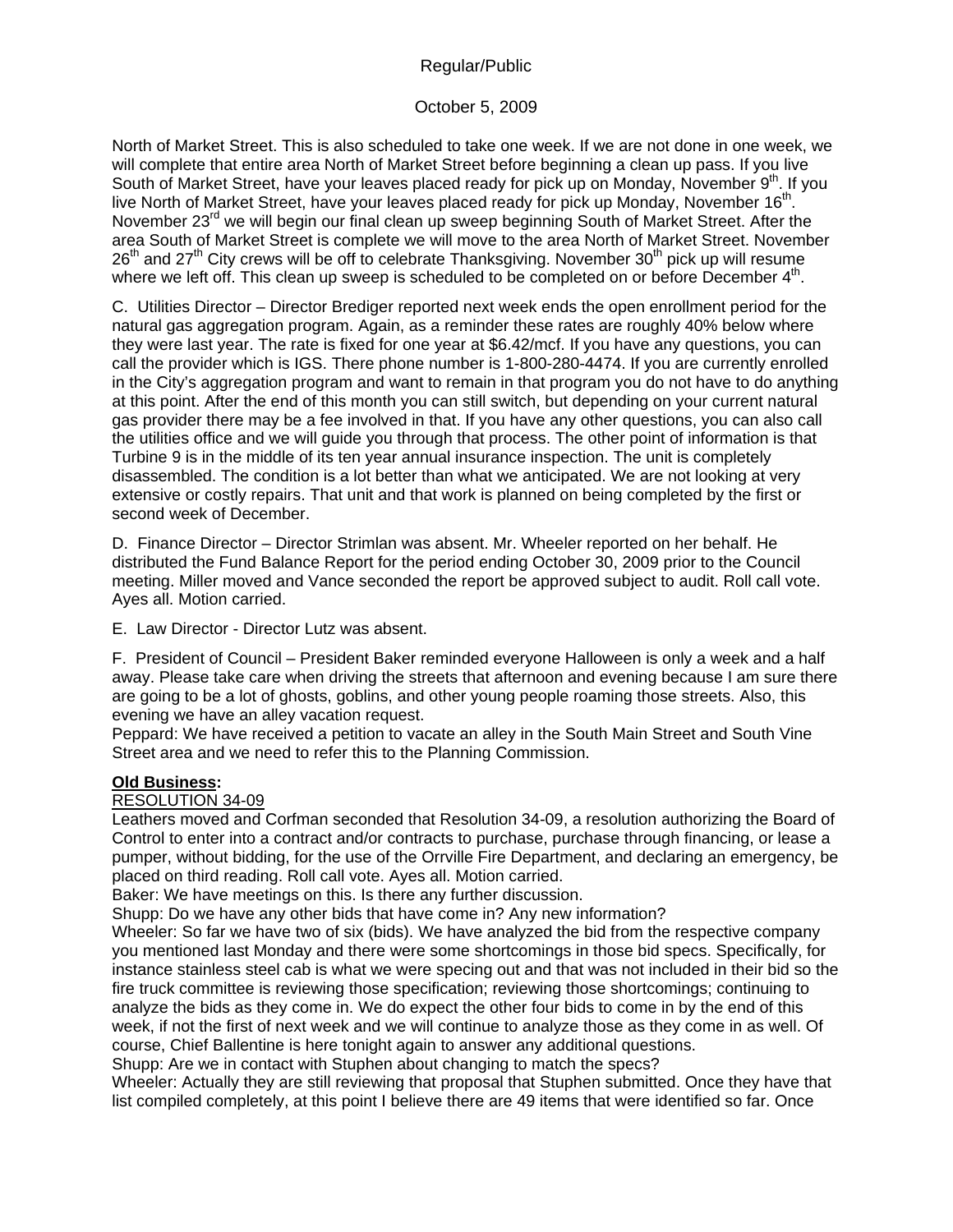North of Market Street. This is also scheduled to take one week. If we are not done in one week, we will complete that entire area North of Market Street before beginning a clean up pass. If you live South of Market Street, have your leaves placed ready for pick up on Monday, November 9th. If you live North of Market Street, have your leaves placed ready for pick up Monday, November 16th. November 23rd we will begin our final clean up sweep beginning South of Market Street. After the area South of Market Street is complete we will move to the area North of Market Street. November 26th and 27th City crews will be off to celebrate Thanksgiving. November 30th pick up will resume where we left off. This clean up sweep is scheduled to be completed on or before December 4th.

C. Utilities Director – Director Brediger reported next week ends the open enrollment period for the natural gas aggregation program. Again, as a reminder these rates are roughly 40% below where they were last year. The rate is fixed for one year at $6.42/mcf. If you have any questions, you can call the provider which is IGS. There phone number is 1-800-280-4474. If you are currently enrolled in the City's aggregation program and want to remain in that program you do not have to do anything at this point. After the end of this month you can still switch, but depending on your current natural gas provider there may be a fee involved in that. If you have any other questions, you can also call the utilities office and we will guide you through that process. The other point of information is that Turbine 9 is in the middle of its ten year annual insurance inspection. The unit is completely disassembled. The condition is a lot better than what we anticipated. We are not looking at very extensive or costly repairs. That unit and that work is planned on being completed by the first or second week of December.

D. Finance Director – Director Strimlan was absent. Mr. Wheeler reported on her behalf. He distributed the Fund Balance Report for the period ending October 30, 2009 prior to the Council meeting. Miller moved and Vance seconded the report be approved subject to audit. Roll call vote. Ayes all. Motion carried.

E. Law Director - Director Lutz was absent.

F. President of Council – President Baker reminded everyone Halloween is only a week and a half away. Please take care when driving the streets that afternoon and evening because I am sure there are going to be a lot of ghosts, goblins, and other young people roaming those streets. Also, this evening we have an alley vacation request.

Peppard: We have received a petition to vacate an alley in the South Main Street and South Vine Street area and we need to refer this to the Planning Commission.

**Old Business:**

RESOLUTION 34-09

Leathers moved and Corfman seconded that Resolution 34-09, a resolution authorizing the Board of Control to enter into a contract and/or contracts to purchase, purchase through financing, or lease a pumper, without bidding, for the use of the Orrville Fire Department, and declaring an emergency, be placed on third reading. Roll call vote. Ayes all. Motion carried.

Baker: We have meetings on this. Is there any further discussion.

Shupp: Do we have any other bids that have come in? Any new information?

Wheeler: So far we have two of six (bids). We have analyzed the bid from the respective company you mentioned last Monday and there were some shortcomings in those bid specs. Specifically, for instance stainless steel cab is what we were specing out and that was not included in their bid so the fire truck committee is reviewing those specification; reviewing those shortcomings; continuing to analyze the bids as they come in. We do expect the other four bids to come in by the end of this week, if not the first of next week and we will continue to analyze those as they come in as well. Of course, Chief Ballentine is here tonight again to answer any additional questions.

Shupp: Are we in contact with Stuphen about changing to match the specs?

Wheeler: Actually they are still reviewing that proposal that Stuphen submitted. Once they have that list compiled completely, at this point I believe there are 49 items that were identified so far. Once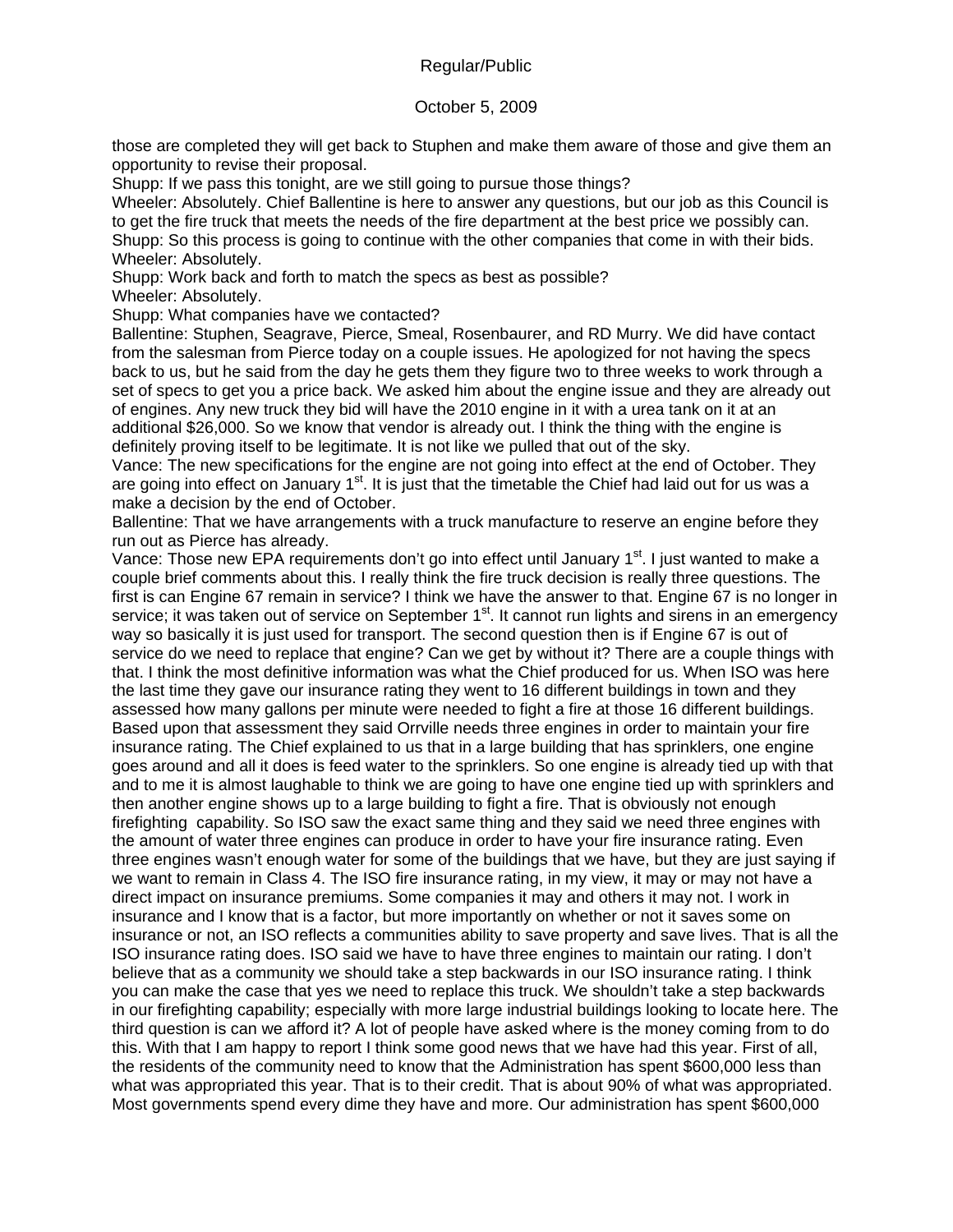those are completed they will get back to Stuphen and make them aware of those and give them an opportunity to revise their proposal.

Shupp: If we pass this tonight, are we still going to pursue those things?

Wheeler: Absolutely. Chief Ballentine is here to answer any questions, but our job as this Council is to get the fire truck that meets the needs of the fire department at the best price we possibly can.

Shupp: So this process is going to continue with the other companies that come in with their bids.

Wheeler: Absolutely.

Shupp: Work back and forth to match the specs as best as possible?

Wheeler: Absolutely.

Shupp: What companies have we contacted?

Ballentine: Stuphen, Seagrave, Pierce, Smeal, Rosenbaurer, and RD Murry. We did have contact from the salesman from Pierce today on a couple issues. He apologized for not having the specs back to us, but he said from the day he gets them they figure two to three weeks to work through a set of specs to get you a price back. We asked him about the engine issue and they are already out of engines. Any new truck they bid will have the 2010 engine in it with a urea tank on it at an additional $26,000. So we know that vendor is already out. I think the thing with the engine is definitely proving itself to be legitimate. It is not like we pulled that out of the sky.

Vance: The new specifications for the engine are not going into effect at the end of October. They are going into effect on January 1st. It is just that the timetable the Chief had laid out for us was a make a decision by the end of October.

Ballentine: That we have arrangements with a truck manufacture to reserve an engine before they run out as Pierce has already.

Vance: Those new EPA requirements don't go into effect until January 1st. I just wanted to make a couple brief comments about this. I really think the fire truck decision is really three questions. The first is can Engine 67 remain in service? I think we have the answer to that. Engine 67 is no longer in service; it was taken out of service on September 1st. It cannot run lights and sirens in an emergency way so basically it is just used for transport. The second question then is if Engine 67 is out of service do we need to replace that engine? Can we get by without it? There are a couple things with that. I think the most definitive information was what the Chief produced for us. When ISO was here the last time they gave our insurance rating they went to 16 different buildings in town and they assessed how many gallons per minute were needed to fight a fire at those 16 different buildings. Based upon that assessment they said Orrville needs three engines in order to maintain your fire insurance rating. The Chief explained to us that in a large building that has sprinklers, one engine goes around and all it does is feed water to the sprinklers. So one engine is already tied up with that and to me it is almost laughable to think we are going to have one engine tied up with sprinklers and then another engine shows up to a large building to fight a fire. That is obviously not enough firefighting capability. So ISO saw the exact same thing and they said we need three engines with the amount of water three engines can produce in order to have your fire insurance rating. Even three engines wasn't enough water for some of the buildings that we have, but they are just saying if we want to remain in Class 4. The ISO fire insurance rating, in my view, it may or may not have a direct impact on insurance premiums. Some companies it may and others it may not. I work in insurance and I know that is a factor, but more importantly on whether or not it saves some on insurance or not, an ISO reflects a communities ability to save property and save lives. That is all the ISO insurance rating does. ISO said we have to have three engines to maintain our rating. I don't believe that as a community we should take a step backwards in our ISO insurance rating. I think you can make the case that yes we need to replace this truck. We shouldn't take a step backwards in our firefighting capability; especially with more large industrial buildings looking to locate here. The third question is can we afford it? A lot of people have asked where is the money coming from to do this. With that I am happy to report I think some good news that we have had this year. First of all, the residents of the community need to know that the Administration has spent $600,000 less than what was appropriated this year. That is to their credit. That is about 90% of what was appropriated. Most governments spend every dime they have and more. Our administration has spent $600,000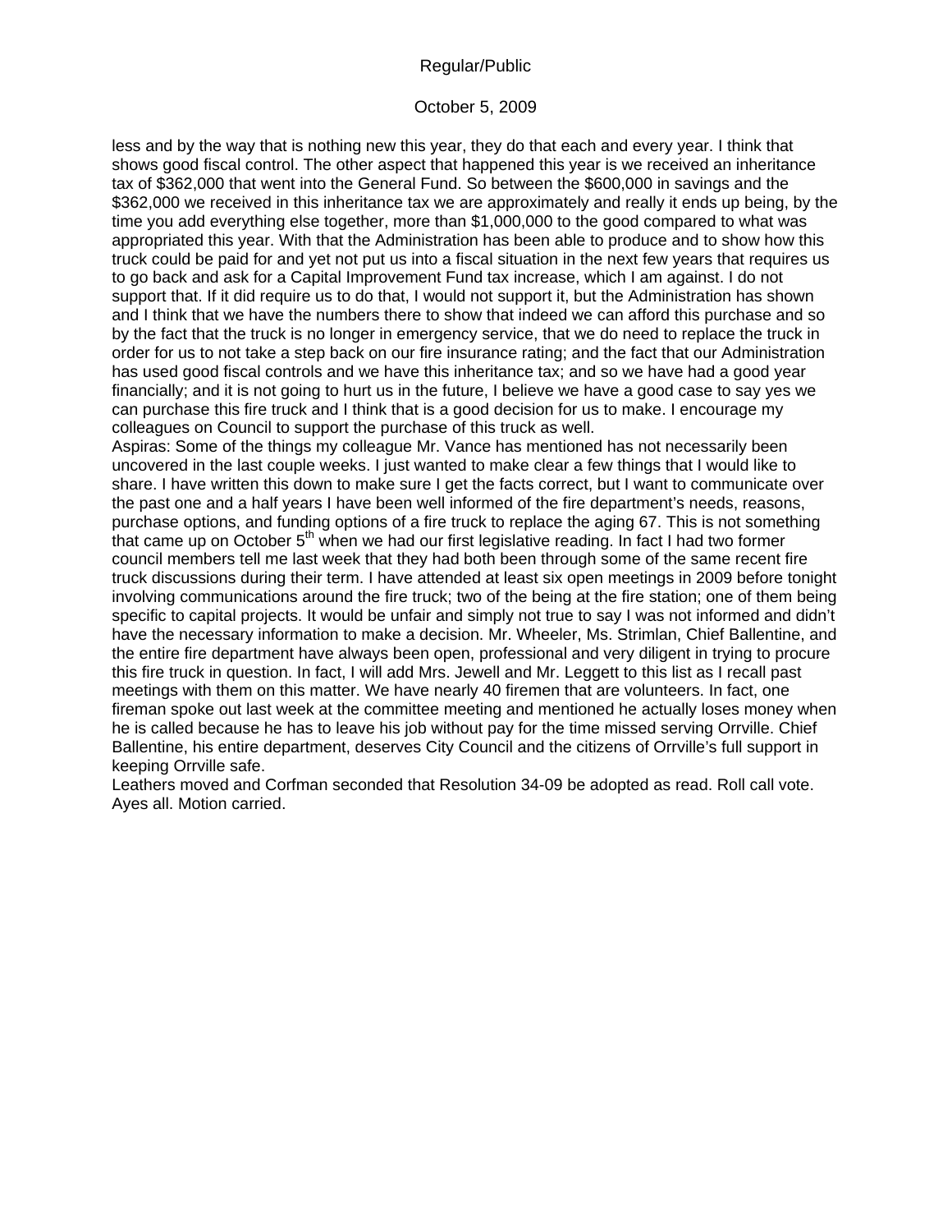less and by the way that is nothing new this year, they do that each and every year. I think that shows good fiscal control. The other aspect that happened this year is we received an inheritance tax of $362,000 that went into the General Fund. So between the $600,000 in savings and the $362,000 we received in this inheritance tax we are approximately and really it ends up being, by the time you add everything else together, more than $1,000,000 to the good compared to what was appropriated this year. With that the Administration has been able to produce and to show how this truck could be paid for and yet not put us into a fiscal situation in the next few years that requires us to go back and ask for a Capital Improvement Fund tax increase, which I am against. I do not support that. If it did require us to do that, I would not support it, but the Administration has shown and I think that we have the numbers there to show that indeed we can afford this purchase and so by the fact that the truck is no longer in emergency service, that we do need to replace the truck in order for us to not take a step back on our fire insurance rating; and the fact that our Administration has used good fiscal controls and we have this inheritance tax; and so we have had a good year financially; and it is not going to hurt us in the future, I believe we have a good case to say yes we can purchase this fire truck and I think that is a good decision for us to make. I encourage my colleagues on Council to support the purchase of this truck as well.

Aspiras: Some of the things my colleague Mr. Vance has mentioned has not necessarily been uncovered in the last couple weeks. I just wanted to make clear a few things that I would like to share. I have written this down to make sure I get the facts correct, but I want to communicate over the past one and a half years I have been well informed of the fire department's needs, reasons, purchase options, and funding options of a fire truck to replace the aging 67. This is not something that came up on October 5th when we had our first legislative reading. In fact I had two former council members tell me last week that they had both been through some of the same recent fire truck discussions during their term. I have attended at least six open meetings in 2009 before tonight involving communications around the fire truck; two of the being at the fire station; one of them being specific to capital projects. It would be unfair and simply not true to say I was not informed and didn't have the necessary information to make a decision. Mr. Wheeler, Ms. Strimlan, Chief Ballentine, and the entire fire department have always been open, professional and very diligent in trying to procure this fire truck in question. In fact, I will add Mrs. Jewell and Mr. Leggett to this list as I recall past meetings with them on this matter. We have nearly 40 firemen that are volunteers. In fact, one fireman spoke out last week at the committee meeting and mentioned he actually loses money when he is called because he has to leave his job without pay for the time missed serving Orrville. Chief Ballentine, his entire department, deserves City Council and the citizens of Orrville's full support in keeping Orrville safe.

Leathers moved and Corfman seconded that Resolution 34-09 be adopted as read. Roll call vote. Ayes all. Motion carried.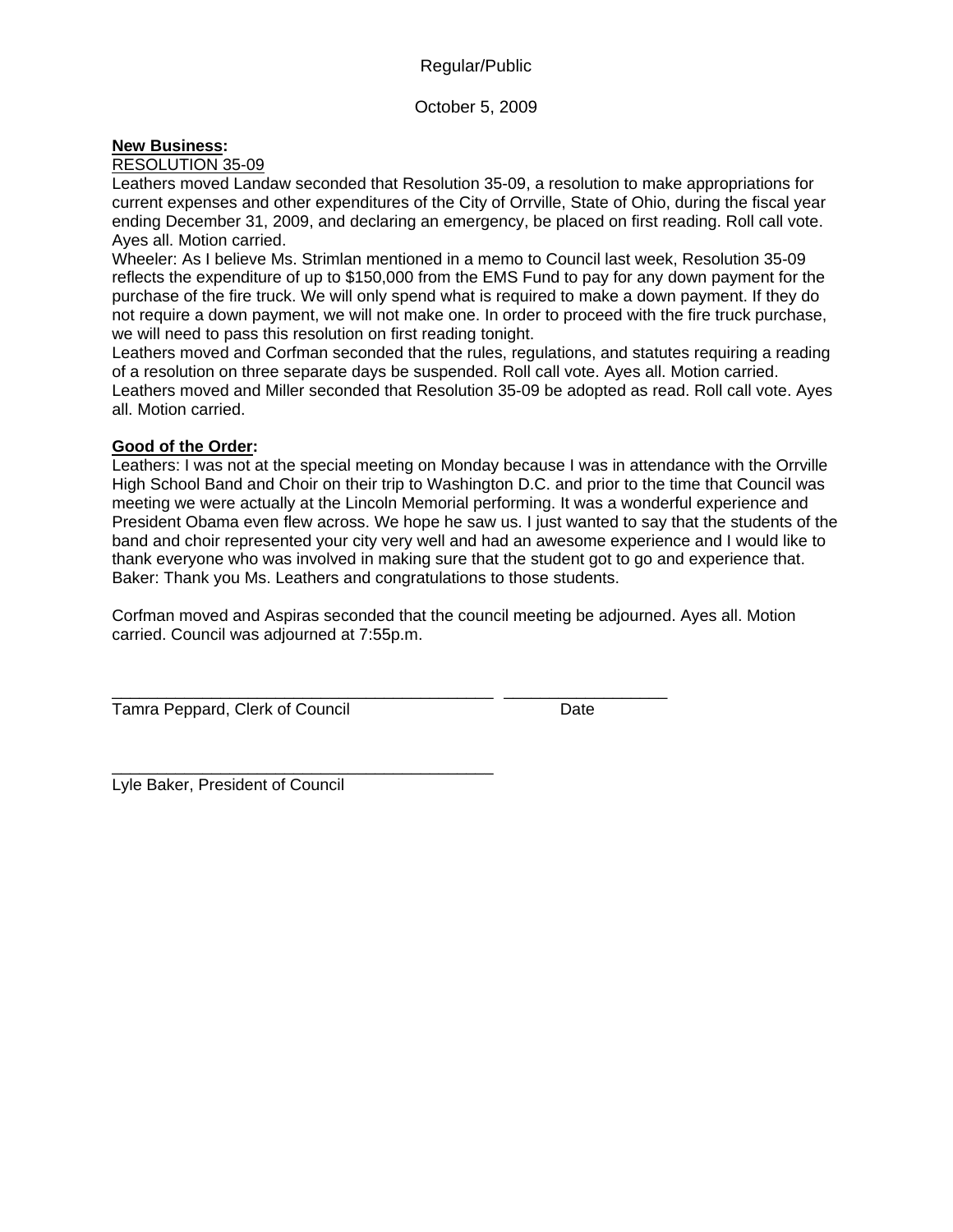**New Business:**

RESOLUTION 35-09

Leathers moved Landaw seconded that Resolution 35-09, a resolution to make appropriations for current expenses and other expenditures of the City of Orrville, State of Ohio, during the fiscal year ending December 31, 2009, and declaring an emergency, be placed on first reading. Roll call vote. Ayes all. Motion carried.

Wheeler: As I believe Ms. Strimlan mentioned in a memo to Council last week, Resolution 35-09 reflects the expenditure of up to $150,000 from the EMS Fund to pay for any down payment for the purchase of the fire truck. We will only spend what is required to make a down payment. If they do not require a down payment, we will not make one. In order to proceed with the fire truck purchase, we will need to pass this resolution on first reading tonight.

Leathers moved and Corfman seconded that the rules, regulations, and statutes requiring a reading of a resolution on three separate days be suspended. Roll call vote. Ayes all. Motion carried.

Leathers moved and Miller seconded that Resolution 35-09 be adopted as read. Roll call vote. Ayes all. Motion carried.

**Good of the Order:**

Leathers: I was not at the special meeting on Monday because I was in attendance with the Orrville High School Band and Choir on their trip to Washington D.C. and prior to the time that Council was meeting we were actually at the Lincoln Memorial performing. It was a wonderful experience and President Obama even flew across. We hope he saw us. I just wanted to say that the students of the band and choir represented your city very well and had an awesome experience and I would like to thank everyone who was involved in making sure that the student got to go and experience that.

Baker: Thank you Ms. Leathers and congratulations to those students.

Corfman moved and Aspiras seconded that the council meeting be adjourned. Ayes all. Motion carried. Council was adjourned at 7:55p.m.

\_\_\_\_\_\_\_\_\_\_\_\_\_\_\_\_\_\_\_\_\_\_\_\_\_\_\_\_\_\_\_\_\_\_\_\_\_\_\_\_\_\_ \_\_\_\_\_\_\_\_\_\_\_\_\_\_\_\_\_\_

Tamra Peppard, Clerk of Council Date

\_\_\_\_\_\_\_\_\_\_\_\_\_\_\_\_\_\_\_\_\_\_\_\_\_\_\_\_\_\_\_\_\_\_\_\_\_\_\_\_\_\_

Lyle Baker, President of Council